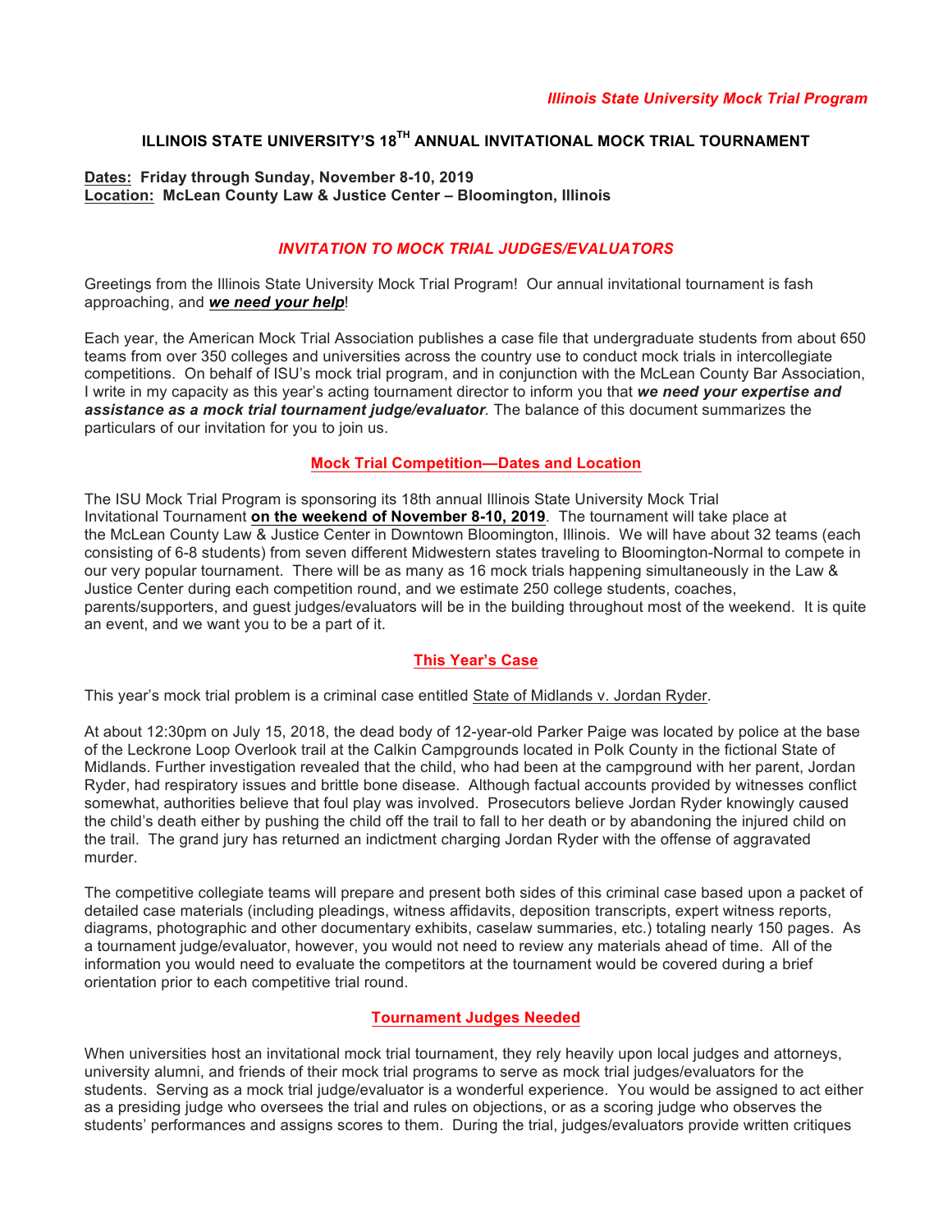*Illinois State University Mock Trial Program*

# ILLINOIS STATE UNIVERSITY'S 18TH ANNUAL INVITATIONAL MOCK TRIAL TOURNAMENT

**Dates: Friday through Sunday, November 8-10, 2019**
**Location: McLean County Law & Justice Center – Bloomington, Illinois**

## *INVITATION TO MOCK TRIAL JUDGES/EVALUATORS*

Greetings from the Illinois State University Mock Trial Program! Our annual invitational tournament is fash approaching, and ***we need your help***!

Each year, the American Mock Trial Association publishes a case file that undergraduate students from about 650 teams from over 350 colleges and universities across the country use to conduct mock trials in intercollegiate competitions. On behalf of ISU's mock trial program, and in conjunction with the McLean County Bar Association, I write in my capacity as this year's acting tournament director to inform you that ***we need your expertise and assistance as a mock trial tournament judge/evaluator***. The balance of this document summarizes the particulars of our invitation for you to join us.

### Mock Trial Competition—Dates and Location

The ISU Mock Trial Program is sponsoring its 18th annual Illinois State University Mock Trial Invitational Tournament **on the weekend of November 8-10, 2019**. The tournament will take place at the McLean County Law & Justice Center in Downtown Bloomington, Illinois. We will have about 32 teams (each consisting of 6-8 students) from seven different Midwestern states traveling to Bloomington-Normal to compete in our very popular tournament. There will be as many as 16 mock trials happening simultaneously in the Law & Justice Center during each competition round, and we estimate 250 college students, coaches, parents/supporters, and guest judges/evaluators will be in the building throughout most of the weekend. It is quite an event, and we want you to be a part of it.

### This Year's Case

This year's mock trial problem is a criminal case entitled State of Midlands v. Jordan Ryder.

At about 12:30pm on July 15, 2018, the dead body of 12-year-old Parker Paige was located by police at the base of the Leckrone Loop Overlook trail at the Calkin Campgrounds located in Polk County in the fictional State of Midlands. Further investigation revealed that the child, who had been at the campground with her parent, Jordan Ryder, had respiratory issues and brittle bone disease. Although factual accounts provided by witnesses conflict somewhat, authorities believe that foul play was involved. Prosecutors believe Jordan Ryder knowingly caused the child's death either by pushing the child off the trail to fall to her death or by abandoning the injured child on the trail. The grand jury has returned an indictment charging Jordan Ryder with the offense of aggravated murder.

The competitive collegiate teams will prepare and present both sides of this criminal case based upon a packet of detailed case materials (including pleadings, witness affidavits, deposition transcripts, expert witness reports, diagrams, photographic and other documentary exhibits, caselaw summaries, etc.) totaling nearly 150 pages. As a tournament judge/evaluator, however, you would not need to review any materials ahead of time. All of the information you would need to evaluate the competitors at the tournament would be covered during a brief orientation prior to each competitive trial round.

### Tournament Judges Needed

When universities host an invitational mock trial tournament, they rely heavily upon local judges and attorneys, university alumni, and friends of their mock trial programs to serve as mock trial judges/evaluators for the students. Serving as a mock trial judge/evaluator is a wonderful experience. You would be assigned to act either as a presiding judge who oversees the trial and rules on objections, or as a scoring judge who observes the students' performances and assigns scores to them. During the trial, judges/evaluators provide written critiques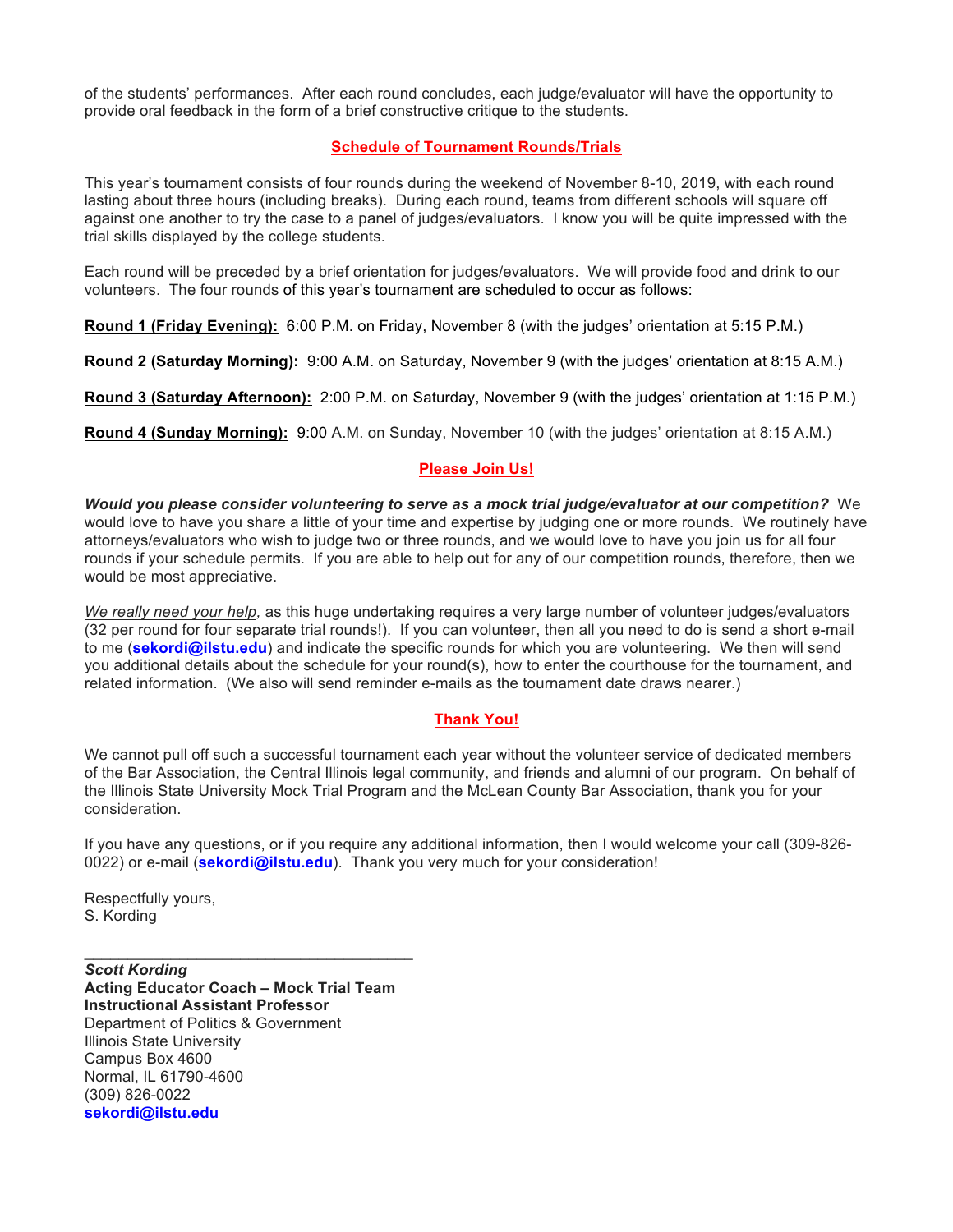of the students' performances. After each round concludes, each judge/evaluator will have the opportunity to provide oral feedback in the form of a brief constructive critique to the students.

## Schedule of Tournament Rounds/Trials

This year's tournament consists of four rounds during the weekend of November 8-10, 2019, with each round lasting about three hours (including breaks). During each round, teams from different schools will square off against one another to try the case to a panel of judges/evaluators. I know you will be quite impressed with the trial skills displayed by the college students.

Each round will be preceded by a brief orientation for judges/evaluators. We will provide food and drink to our volunteers. The four rounds of this year's tournament are scheduled to occur as follows:

**Round 1 (Friday Evening):** 6:00 P.M. on Friday, November 8 (with the judges' orientation at 5:15 P.M.)

**Round 2 (Saturday Morning):** 9:00 A.M. on Saturday, November 9 (with the judges' orientation at 8:15 A.M.)

**Round 3 (Saturday Afternoon):** 2:00 P.M. on Saturday, November 9 (with the judges' orientation at 1:15 P.M.)

**Round 4 (Sunday Morning):** 9:00 A.M. on Sunday, November 10 (with the judges' orientation at 8:15 A.M.)

## Please Join Us!

***Would you please consider volunteering to serve as a mock trial judge/evaluator at our competition?*** We would love to have you share a little of your time and expertise by judging one or more rounds. We routinely have attorneys/evaluators who wish to judge two or three rounds, and we would love to have you join us for all four rounds if your schedule permits. If you are able to help out for any of our competition rounds, therefore, then we would be most appreciative.

*We really need your help,* as this huge undertaking requires a very large number of volunteer judges/evaluators (32 per round for four separate trial rounds!). If you can volunteer, then all you need to do is send a short e-mail to me (**sekordi@ilstu.edu**) and indicate the specific rounds for which you are volunteering. We then will send you additional details about the schedule for your round(s), how to enter the courthouse for the tournament, and related information. (We also will send reminder e-mails as the tournament date draws nearer.)

## Thank You!

We cannot pull off such a successful tournament each year without the volunteer service of dedicated members of the Bar Association, the Central Illinois legal community, and friends and alumni of our program. On behalf of the Illinois State University Mock Trial Program and the McLean County Bar Association, thank you for your consideration.

If you have any questions, or if you require any additional information, then I would welcome your call (309-826-0022) or e-mail (**sekordi@ilstu.edu**). Thank you very much for your consideration!

Respectfully yours,
S. Kording

---

***Scott Kording***
**Acting Educator Coach – Mock Trial Team**
**Instructional Assistant Professor**
Department of Politics & Government
Illinois State University
Campus Box 4600
Normal, IL 61790-4600
(309) 826-0022
**sekordi@ilstu.edu**